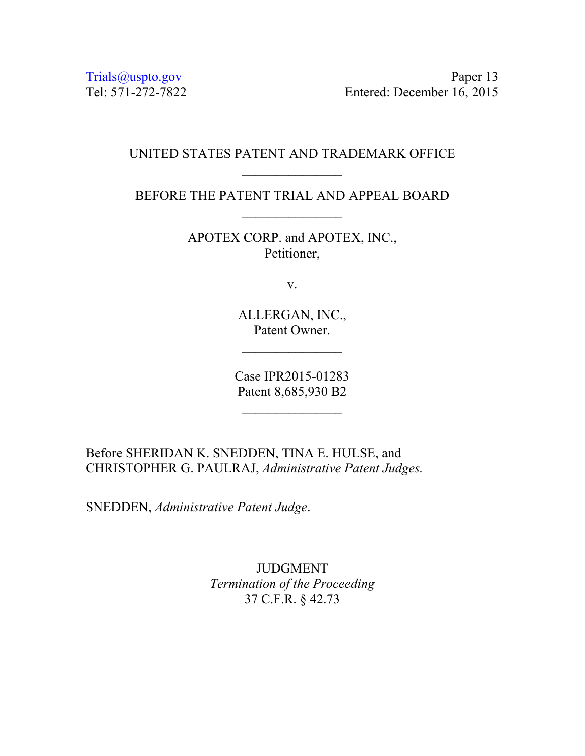Trials@uspto.gov
Tel: 571-272-7822

Paper 13
Entered: December 16, 2015

UNITED STATES PATENT AND TRADEMARK OFFICE

---

BEFORE THE PATENT TRIAL AND APPEAL BOARD

---

APOTEX CORP. and APOTEX, INC.,
Petitioner,

v.

ALLERGAN, INC.,
Patent Owner.

---

Case IPR2015-01283
Patent 8,685,930 B2

---

Before SHERIDAN K. SNEDDEN, TINA E. HULSE, and CHRISTOPHER G. PAULRAJ, *Administrative Patent Judges.*

SNEDDEN, *Administrative Patent Judge*.

JUDGMENT
*Termination of the Proceeding*
37 C.F.R. § 42.73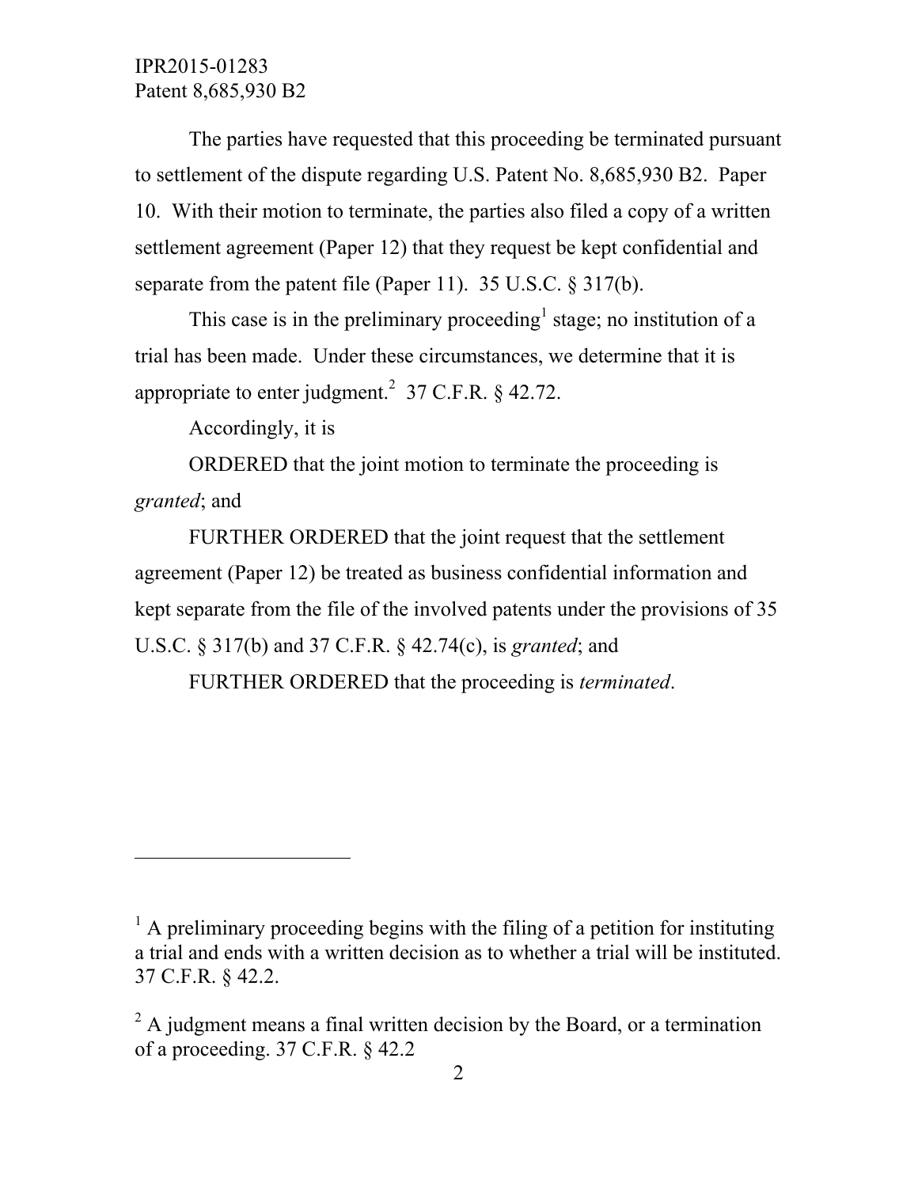The parties have requested that this proceeding be terminated pursuant to settlement of the dispute regarding U.S. Patent No. 8,685,930 B2. Paper 10. With their motion to terminate, the parties also filed a copy of a written settlement agreement (Paper 12) that they request be kept confidential and separate from the patent file (Paper 11). 35 U.S.C. § 317(b).

This case is in the preliminary proceeding[1] stage; no institution of a trial has been made. Under these circumstances, we determine that it is appropriate to enter judgment.[2] 37 C.F.R. § 42.72.

Accordingly, it is

ORDERED that the joint motion to terminate the proceeding is *granted*; and

FURTHER ORDERED that the joint request that the settlement agreement (Paper 12) be treated as business confidential information and kept separate from the file of the involved patents under the provisions of 35 U.S.C. § 317(b) and 37 C.F.R. § 42.74(c), is *granted*; and

FURTHER ORDERED that the proceeding is *terminated*.

---

[1] A preliminary proceeding begins with the filing of a petition for instituting a trial and ends with a written decision as to whether a trial will be instituted. 37 C.F.R. § 42.2.

[2] A judgment means a final written decision by the Board, or a termination of a proceeding. 37 C.F.R. § 42.2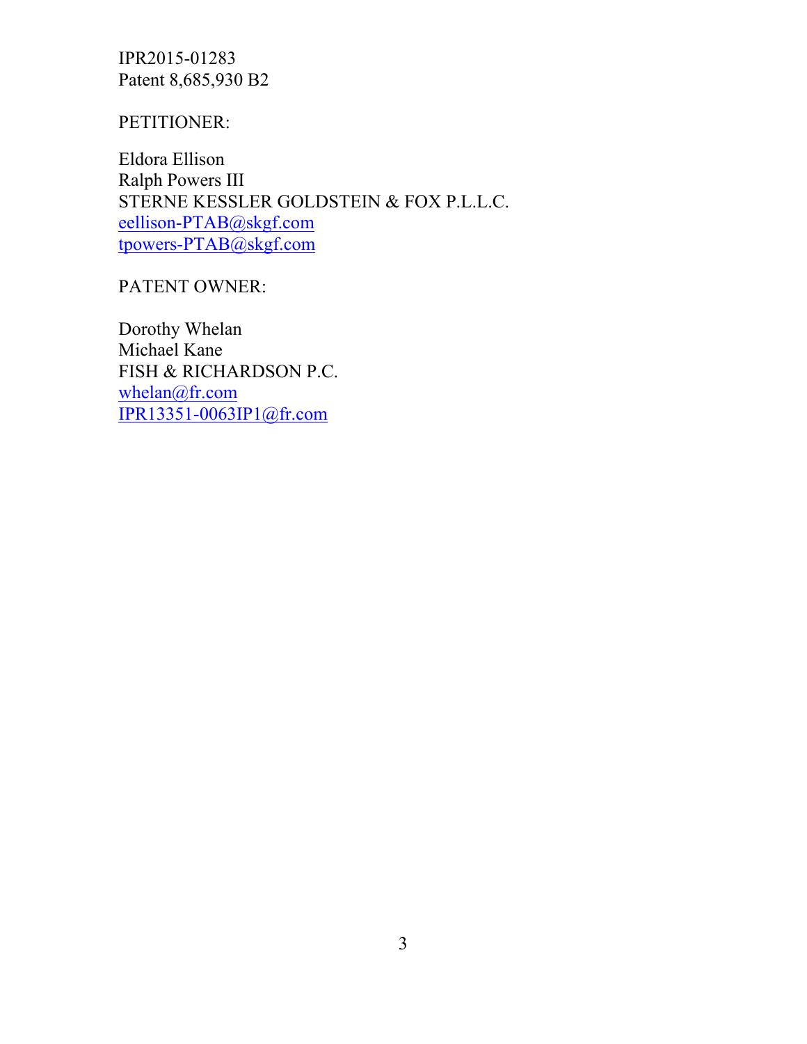IPR2015-01283
Patent 8,685,930 B2

PETITIONER:

Eldora Ellison
Ralph Powers III
STERNE KESSLER GOLDSTEIN & FOX P.L.L.C.
eellison-PTAB@skgf.com
tpowers-PTAB@skgf.com

PATENT OWNER:

Dorothy Whelan
Michael Kane
FISH & RICHARDSON P.C.
whelan@fr.com
IPR13351-0063IP1@fr.com